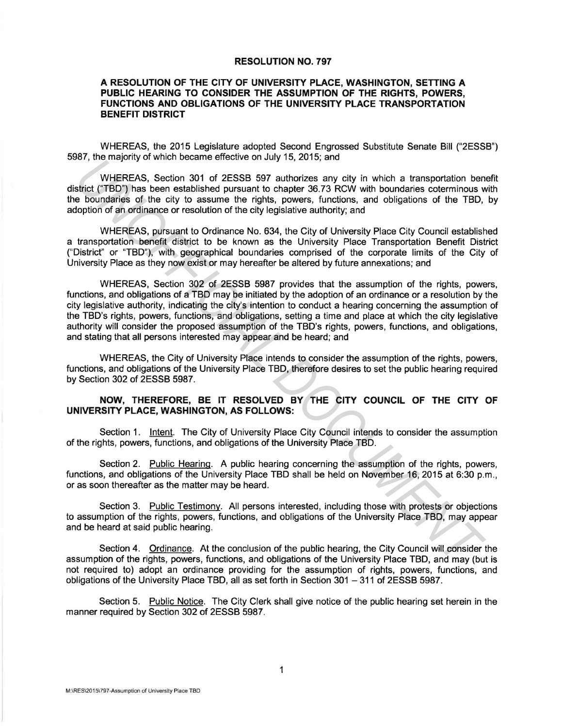# RESOLUTION NO. 797

## A RESOLUTION OF THE CITY OF UNIVERSITY PLACE, WASHINGTON, SETTING A PUBLIC HEARING TO CONSIDER THE ASSUMPTION OF THE RIGHTS, POWERS, FUNCTIONS AND OBLIGATIONS OF THE UNIVERSITY PLACE TRANSPORTATION BENEFIT DISTRICT

WHEREAS, the 2015 Legislature adopted Second Engrossed Substitute Senate Bill ("2ESSB") 5987, the majority of which became effective on July 15, 2015; and

WHEREAS, Section 301 of 2ESSB 597 authorizes any city in which a transportation benefit district ("TBD") has been established pursuant to chapter 36.73 RCW with boundaries coterminous with the boundaries of the city to assume the rights, powers, functions, and obligations of the TBD, by adoption of an ordinance or resolution of the city legislative authority; and

WHEREAS, pursuant to Ordinance No. 634, the City of University Place City Council established a transportation benefit district to be known as the University Place Transportation Benefit District ("District" or "TBD"), with geographical boundaries comprised of the corporate limits of the City of University Place as they now exist or may hereafter be altered by future annexations; and

WHEREAS, Section 302 of 2ESSB 5987 provides that the assumption of the rights, powers, functions, and obligations of a TBD may be initiated by the adoption of an ordinance or a resolution by the city legislative authority, indicating the city's intention to conduct a hearing concerning the assumption of the TBD's rights, powers, functions, and obligations, setting a time and place at which the city legislative authority will consider the proposed assumption of the TBD's rights, powers, functions, and obligations, and stating that all persons interested may appear and be heard; and

WHEREAS, the City of University Place intends to consider the assumption of the rights, powers, functions, and obligations of the University Place TBD, therefore desires to set the public hearing required by Section 302 of 2ESSB 5987.

**NOW, THEREFORE, BE IT RESOLVED BY THE CITY COUNCIL OF THE CITY OF UNIVERSITY PLACE, WASHINGTON, AS FOLLOWS:**

Section 1. Intent. The City of University Place City Council intends to consider the assumption of the rights, powers, functions, and obligations of the University Place TBD.

Section 2. Public Hearing. A public hearing concerning the assumption of the rights, powers, functions, and obligations of the University Place TBD shall be held on November 16, 2015 at 6:30 p.m., or as soon thereafter as the matter may be heard.

Section 3. Public Testimony. All persons interested, including those with protests or objections to assumption of the rights, powers, functions, and obligations of the University Place TBD, may appear and be heard at said public hearing.

Section 4. Ordinance. At the conclusion of the public hearing, the City Council will consider the assumption of the rights, powers, functions, and obligations of the University Place TBD, and may (but is not required to) adopt an ordinance providing for the assumption of rights, powers, functions, and obligations of the University Place TBD, all as set forth in Section 301 – 311 of 2ESSB 5987.

Section 5. Public Notice. The City Clerk shall give notice of the public hearing set herein in the manner required by Section 302 of 2ESSB 5987.

M:\RES\2015\797-Assumption of University Place TBD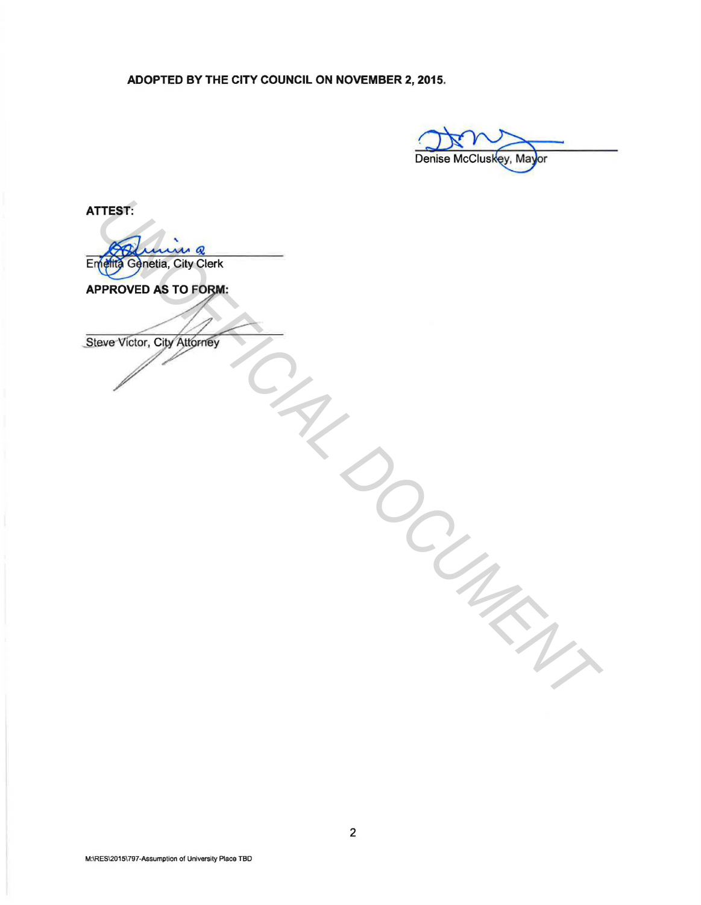**ADOPTED BY THE CITY COUNCIL ON NOVEMBER 2, 2015.**

Denise McCluskey, Mayor

**ATTEST:**

Emelita Genetia, City Clerk

**APPROVED AS TO FORM:**

Steve Victor, City Attorney

UNOFFICIAL DOCUMENT

M:\RES\2015\797-Assumption of University Place TBD